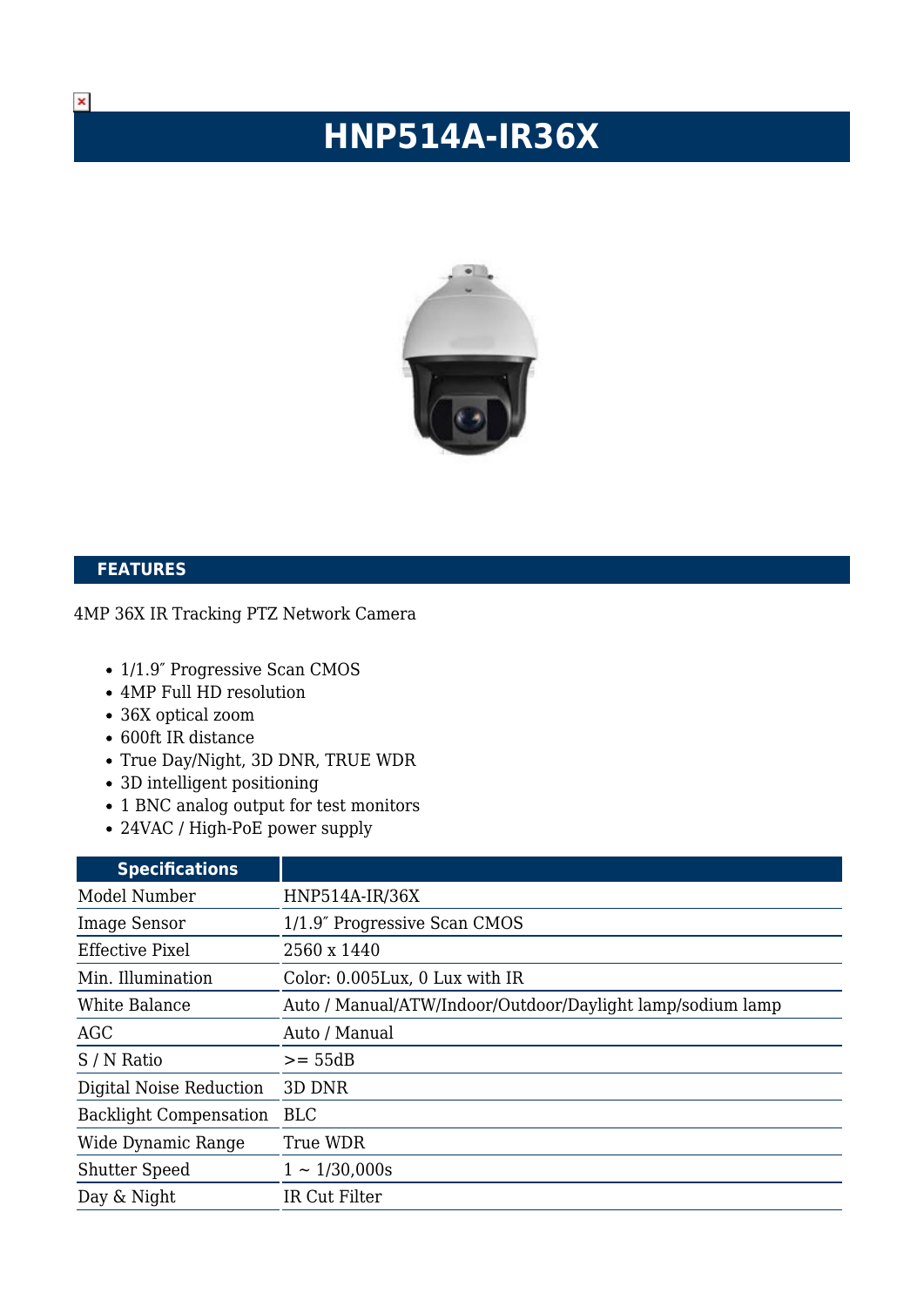# HNP514A-IR36X

## FEATURES

4MP 36X IR Tracking PTZ Network Camera

- 1/1.9″ Progressive Scan CMOS
- 4MP Full HD resolution
- 36X optical zoom
- 600ft IR distance
- True Day/Night, 3D DNR, TRUE WDR
- 3D intelligent positioning
- 1 BNC analog output for test monitors
- 24VAC / High-PoE power supply

| Specifications | |
|---|---|
| Model Number | HNP514A-IR/36X |
| Image Sensor | 1/1.9″ Progressive Scan CMOS |
| Effective Pixel | 2560 x 1440 |
| Min. Illumination | Color: 0.005Lux, 0 Lux with IR |
| White Balance | Auto / Manual/ATW/Indoor/Outdoor/Daylight lamp/sodium lamp |
| AGC | Auto / Manual |
| S / N Ratio | >= 55dB |
| Digital Noise Reduction | 3D DNR |
| Backlight Compensation | BLC |
| Wide Dynamic Range | True WDR |
| Shutter Speed | 1 ~ 1/30,000s |
| Day & Night | IR Cut Filter |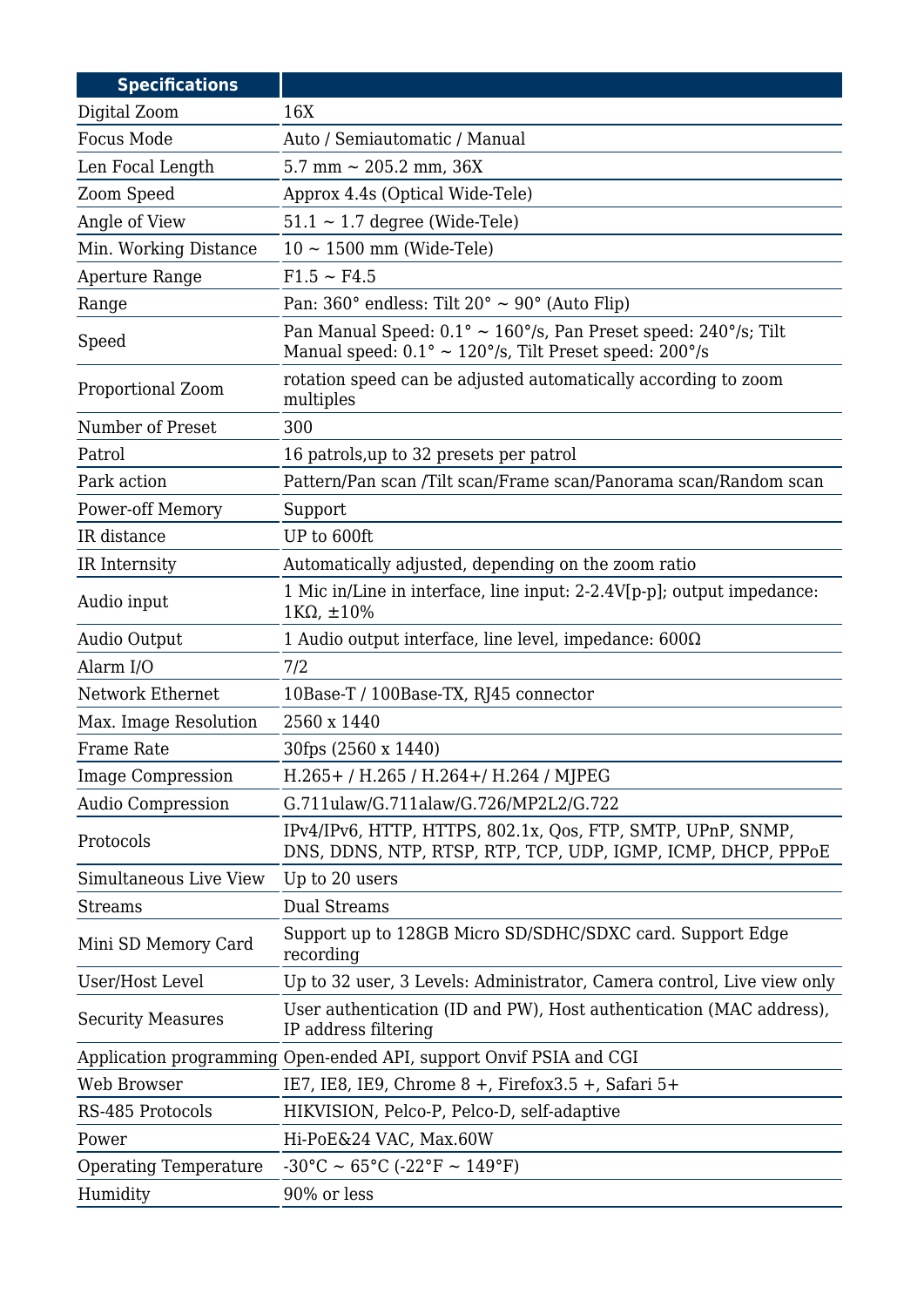| Specifications | |
|---|---|
| Digital Zoom | 16X |
| Focus Mode | Auto / Semiautomatic / Manual |
| Len Focal Length | 5.7 mm ~ 205.2 mm, 36X |
| Zoom Speed | Approx 4.4s (Optical Wide-Tele) |
| Angle of View | 51.1 ~ 1.7 degree (Wide-Tele) |
| Min. Working Distance | 10 ~ 1500 mm (Wide-Tele) |
| Aperture Range | F1.5 ~ F4.5 |
| Range | Pan: 360° endless: Tilt 20° ~ 90° (Auto Flip) |
| Speed | Pan Manual Speed: 0.1° ~ 160°/s, Pan Preset speed: 240°/s; Tilt Manual speed: 0.1° ~ 120°/s, Tilt Preset speed: 200°/s |
| Proportional Zoom | rotation speed can be adjusted automatically according to zoom multiples |
| Number of Preset | 300 |
| Patrol | 16 patrols,up to 32 presets per patrol |
| Park action | Pattern/Pan scan /Tilt scan/Frame scan/Panorama scan/Random scan |
| Power-off Memory | Support |
| IR distance | UP to 600ft |
| IR Internsity | Automatically adjusted, depending on the zoom ratio |
| Audio input | 1 Mic in/Line in interface, line input: 2-2.4V[p-p]; output impedance: 1KΩ, ±10% |
| Audio Output | 1 Audio output interface, line level, impedance: 600Ω |
| Alarm I/O | 7/2 |
| Network Ethernet | 10Base-T / 100Base-TX, RJ45 connector |
| Max. Image Resolution | 2560 x 1440 |
| Frame Rate | 30fps (2560 x 1440) |
| Image Compression | H.265+ / H.265 / H.264+/ H.264 / MJPEG |
| Audio Compression | G.711ulaw/G.711alaw/G.726/MP2L2/G.722 |
| Protocols | IPv4/IPv6, HTTP, HTTPS, 802.1x, Qos, FTP, SMTP, UPnP, SNMP, DNS, DDNS, NTP, RTSP, RTP, TCP, UDP, IGMP, ICMP, DHCP, PPPoE |
| Simultaneous Live View | Up to 20 users |
| Streams | Dual Streams |
| Mini SD Memory Card | Support up to 128GB Micro SD/SDHC/SDXC card. Support Edge recording |
| User/Host Level | Up to 32 user, 3 Levels: Administrator, Camera control, Live view only |
| Security Measures | User authentication (ID and PW), Host authentication (MAC address), IP address filtering |
| Application programming | Open-ended API, support Onvif PSIA and CGI |
| Web Browser | IE7, IE8, IE9, Chrome 8 +, Firefox3.5 +, Safari 5+ |
| RS-485 Protocols | HIKVISION, Pelco-P, Pelco-D, self-adaptive |
| Power | Hi-PoE&24 VAC, Max.60W |
| Operating Temperature | -30°C ~ 65°C (-22°F ~ 149°F) |
| Humidity | 90% or less |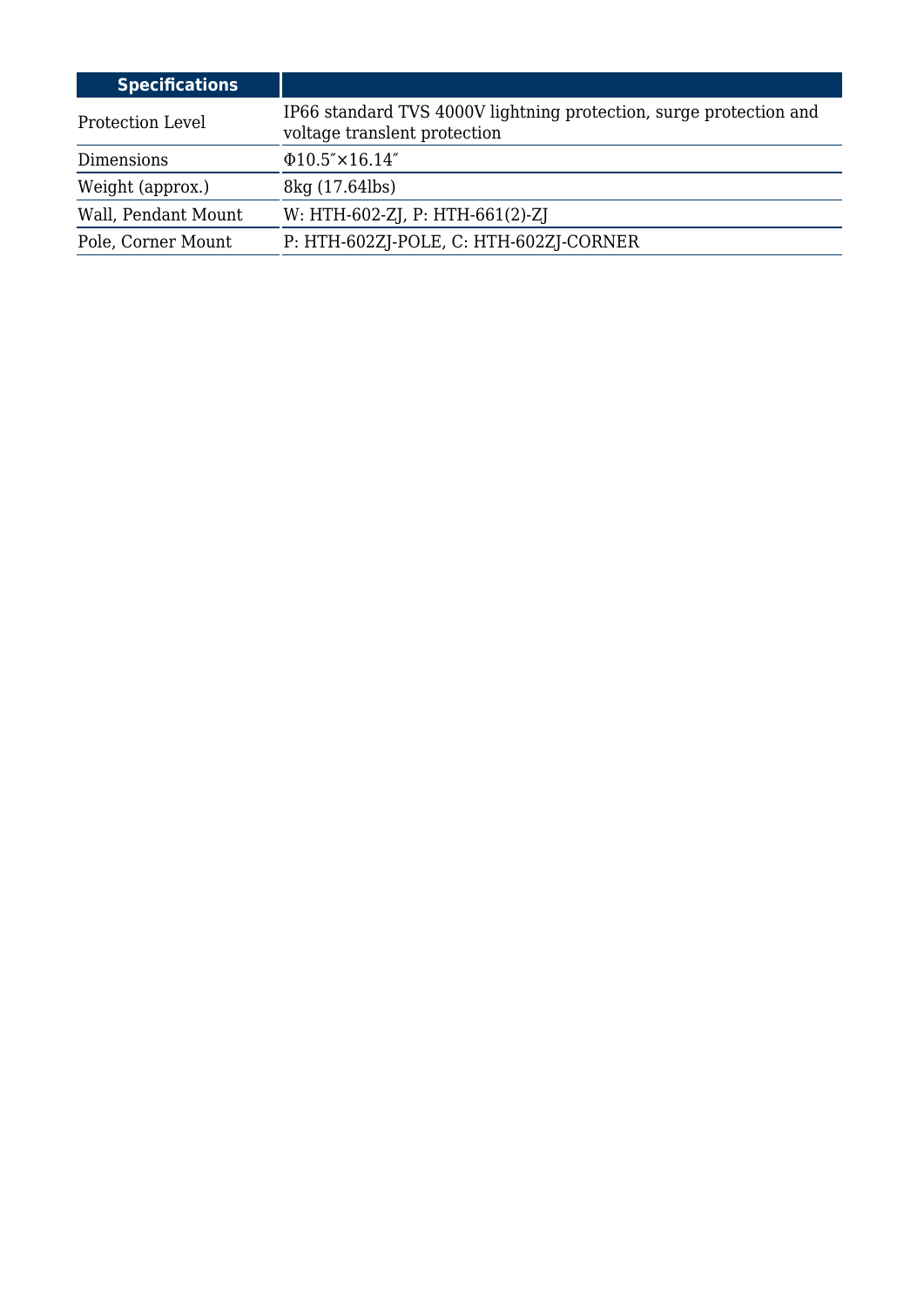| Specifications | |
|---|---|
| Protection Level | IP66 standard TVS 4000V lightning protection, surge protection and voltage translent protection |
| Dimensions | Φ10.5″×16.14″ |
| Weight (approx.) | 8kg (17.64lbs) |
| Wall, Pendant Mount | W: HTH-602-ZJ, P: HTH-661(2)-ZJ |
| Pole, Corner Mount | P: HTH-602ZJ-POLE, C: HTH-602ZJ-CORNER |